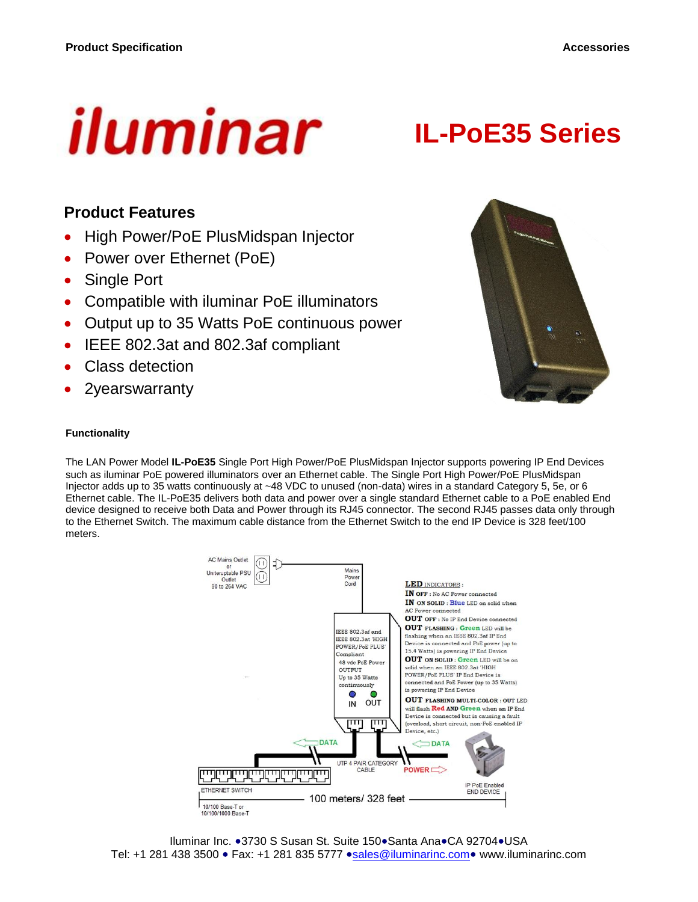# iluminar

# IL-PoE35 Series

## Product Features

- High Power/PoE PlusMidspan Injector
- Power over Ethernet (PoE)
- Single Port
- Compatible with iluminar PoE illuminators
- Output up to 35 Watts PoE continuous power
- IEEE 802.3at and 802.3af compliant
- Class detection
- 2yearswarranty

### Functionality

The LAN Power Model **IL-PoE35** Single Port High Power/PoE PlusMidspan Injector supports powering IP End Devices such as iluminar PoE powered illuminators over an Ethernet cable. The Single Port High Power/PoE PlusMidspan Injector adds up to 35 watts continuously at ~48 VDC to unused (non-data) wires in a standard Category 5, 5e, or 6 Ethernet cable. The IL-PoE35 delivers both data and power over a single standard Ethernet cable to a PoE enabled End device designed to receive both Data and Power through its RJ45 connector. The second RJ45 passes data only through to the Ethernet Switch. The maximum cable distance from the Ethernet Switch to the end IP Device is 328 feet/100 meters.

AC Mains Outlet or Uniteruptable PSU Outlet 90 to 264 VAC

Mains Power Cord

IEEE 802.3af and IEEE 802.3at 'HIGH POWER/PoE PLUS' Compliant
48 vdc PoE Power OUTPUT Up to 35 Watts continuously
IN OUT

**LED** INDICATORS:
**IN** OFF : No AC Power connected
**IN** ON SOLID : **Blue** LED on solid when AC Power connected
**OUT** OFF : No IP End Device connected
**OUT** FLASHING : **Green** LED will be flashing when an IEEE 802.3af IP End Device is connected and PoE power (up to 15.4 Watts) is powering IP End Device
**OUT** ON SOLID : **Green** LED will be on solid when an IEEE 802.3at 'HIGH POWER/PoE PLUS' IP End Device is connected and PoE Power (up to 35 Watts) is powering IP End Device
**OUT** FLASHING MULTI-COLOR : OUT LED will flash **Red** AND **Green** when an IP End Device is connected but is causing a fault (overload, short circuit, non-PoE enabled IP Device, etc.)

DATA
DATA
UTP 4 PAIR CATEGORY CABLE
POWER
ETHERNET SWITCH
IP PoE Enabled END DEVICE
10/100 Base-T or 10/100/1000 Base-T
100 meters/ 328 feet

Iluminar Inc. •3730 S Susan St. Suite 150•Santa Ana•CA 92704•USA
Tel: +1 281 438 3500 • Fax: +1 281 835 5777 •sales@iluminarinc.com• www.iluminarinc.com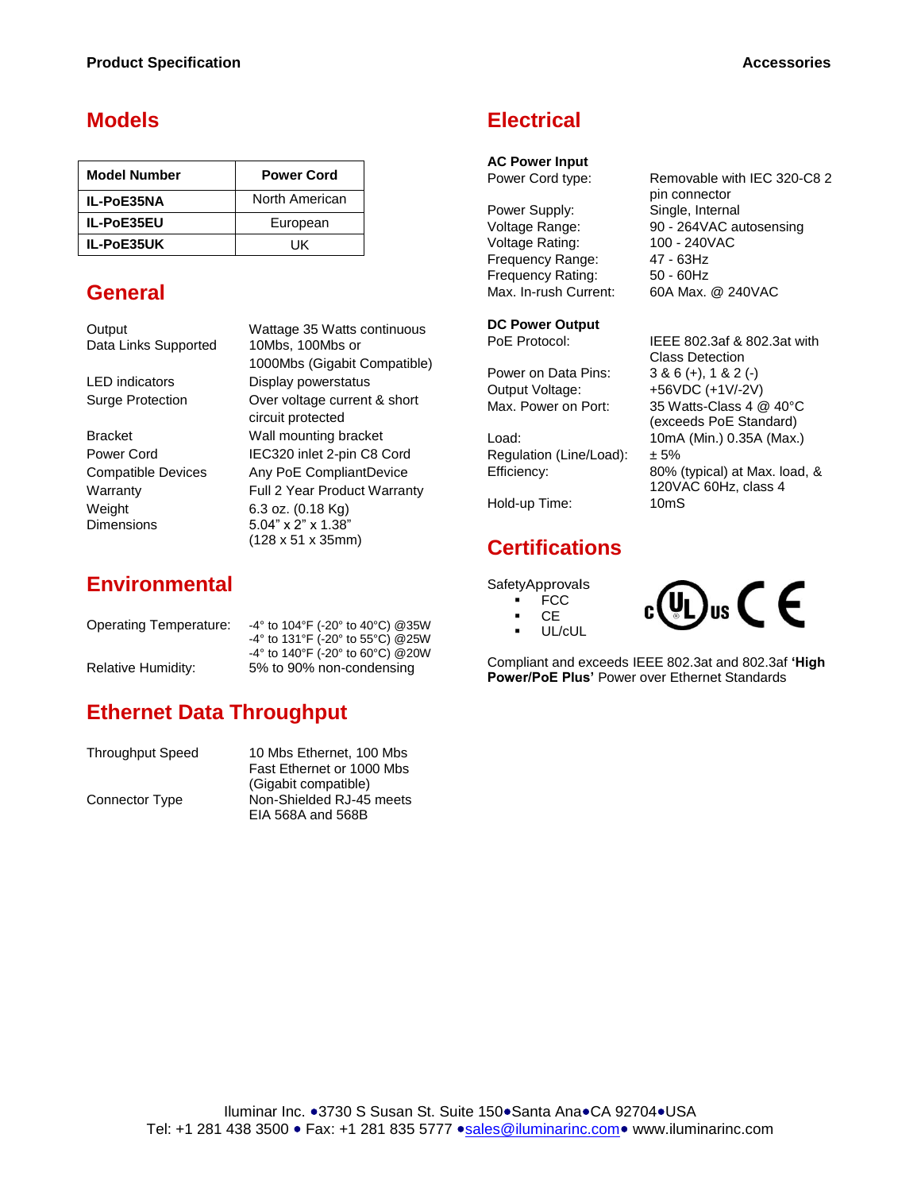**Product Specification** **Accessories**

## Models

| Model Number | Power Cord |
|---|---|
| IL-PoE35NA | North American |
| IL-PoE35EU | European |
| IL-PoE35UK | UK |

## General

| | |
|---|---|
| Output | Wattage 35 Watts continuous |
| Data Links Supported | 10Mbs, 100Mbs or 1000Mbs (Gigabit Compatible) |
| LED indicators | Display powerstatus |
| Surge Protection | Over voltage current & short circuit protected |
| Bracket | Wall mounting bracket |
| Power Cord | IEC320 inlet 2-pin C8 Cord |
| Compatible Devices | Any PoE CompliantDevice |
| Warranty | Full 2 Year Product Warranty |
| Weight | 6.3 oz. (0.18 Kg) |
| Dimensions | 5.04" x 2" x 1.38" (128 x 51 x 35mm) |

## Environmental

| | |
|---|---|
| Operating Temperature: | -4° to 104°F (-20° to 40°C) @35W<br>-4° to 131°F (-20° to 55°C) @25W<br>-4° to 140°F (-20° to 60°C) @20W |
| Relative Humidity: | 5% to 90% non-condensing |

## Ethernet Data Throughput

| | |
|---|---|
| Throughput Speed | 10 Mbs Ethernet, 100 Mbs Fast Ethernet or 1000 Mbs (Gigabit compatible) |
| Connector Type | Non-Shielded RJ-45 meets EIA 568A and 568B |

## Electrical

**AC Power Input**

| | |
|---|---|
| Power Cord type: | Removable with IEC 320-C8 2 pin connector |
| Power Supply: | Single, Internal |
| Voltage Range: | 90 - 264VAC autosensing |
| Voltage Rating: | 100 - 240VAC |
| Frequency Range: | 47 - 63Hz |
| Frequency Rating: | 50 - 60Hz |
| Max. In-rush Current: | 60A Max. @ 240VAC |

**DC Power Output**

| | |
|---|---|
| PoE Protocol: | IEEE 802.3af & 802.3at with Class Detection |
| Power on Data Pins: | 3 & 6 (+), 1 & 2 (-) |
| Output Voltage: | +56VDC (+1V/-2V) |
| Max. Power on Port: | 35 Watts-Class 4 @ 40°C (exceeds PoE Standard) |
| Load: | 10mA (Min.) 0.35A (Max.) |
| Regulation (Line/Load): | ± 5% |
| Efficiency: | 80% (typical) at Max. load, & 120VAC 60Hz, class 4 |
| Hold-up Time: | 10mS |

## Certifications

SafetyApprovals

- FCC
- CE
- UL/cUL

Compliant and exceeds IEEE 802.3at and 802.3af **'High Power/PoE Plus'** Power over Ethernet Standards

Iluminar Inc. •3730 S Susan St. Suite 150•Santa Ana•CA 92704•USA
Tel: +1 281 438 3500 • Fax: +1 281 835 5777 •sales@iluminarinc.com• www.iluminarinc.com